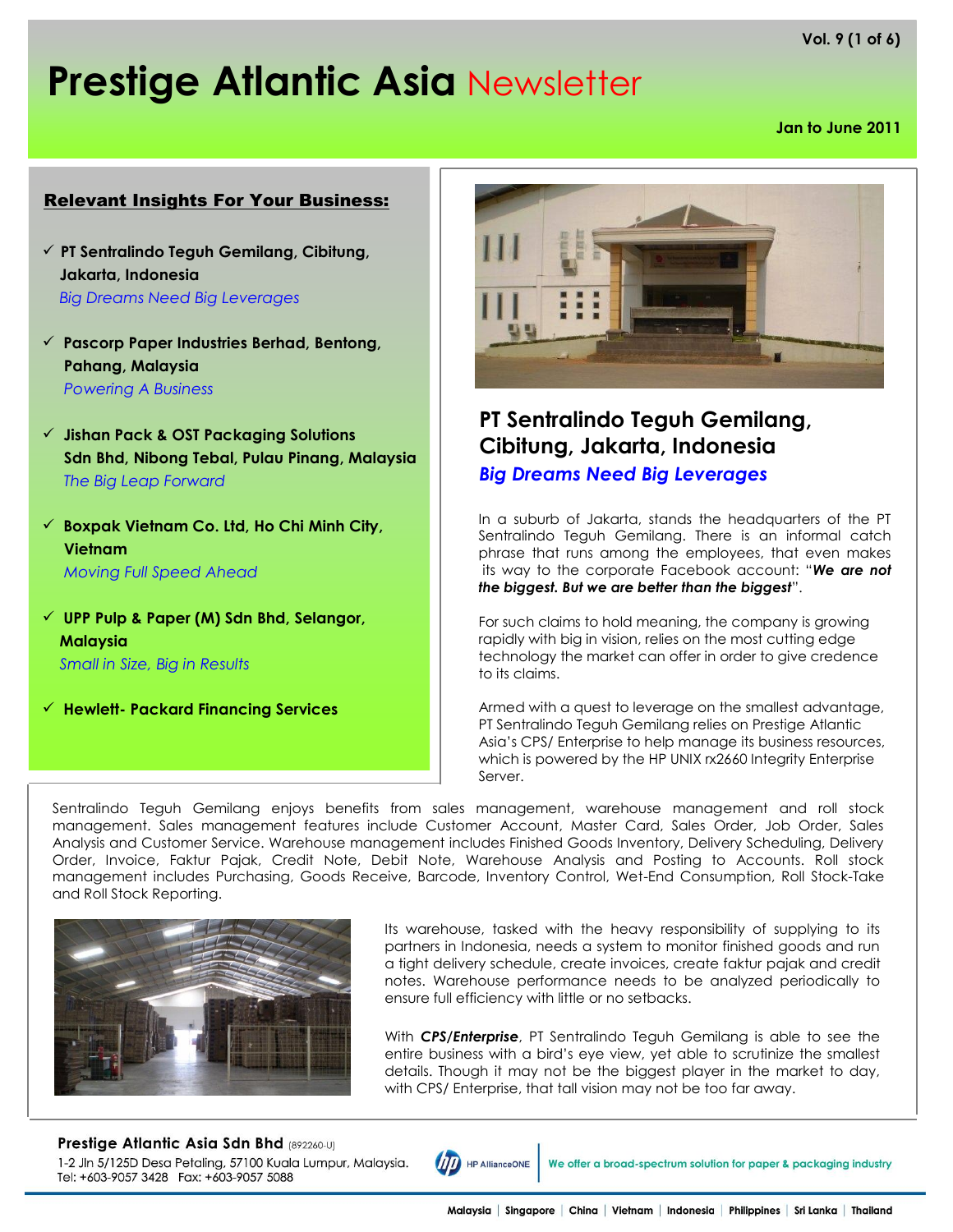# Prestige Atlantic Asia Newsletter

Vol. 9 (1 of 6)

Jan to June 2011

## Relevant Insights For Your Business:

- ✓ **PT Sentralindo Teguh Gemilang, Cibitung, Jakarta, Indonesia**
  *Big Dreams Need Big Leverages*
- ✓ **Pascorp Paper Industries Berhad, Bentong, Pahang, Malaysia**
  *Powering A Business*
- ✓ **Jishan Pack & OST Packaging Solutions Sdn Bhd, Nibong Tebal, Pulau Pinang, Malaysia**
  *The Big Leap Forward*
- ✓ **Boxpak Vietnam Co. Ltd, Ho Chi Minh City, Vietnam**
  *Moving Full Speed Ahead*
- ✓ **UPP Pulp & Paper (M) Sdn Bhd, Selangor, Malaysia**
  *Small in Size, Big in Results*
- ✓ **Hewlett- Packard Financing Services**

## PT Sentralindo Teguh Gemilang, Cibitung, Jakarta, Indonesia

### *Big Dreams Need Big Leverages*

In a suburb of Jakarta, stands the headquarters of the PT Sentralindo Teguh Gemilang. There is an informal catch phrase that runs among the employees, that even makes its way to the corporate Facebook account: "***We are not the biggest. But we are better than the biggest***".

For such claims to hold meaning, the company is growing rapidly with big in vision, relies on the most cutting edge technology the market can offer in order to give credence to its claims.

Armed with a quest to leverage on the smallest advantage, PT Sentralindo Teguh Gemilang relies on Prestige Atlantic Asia's CPS/ Enterprise to help manage its business resources, which is powered by the HP UNIX rx2660 Integrity Enterprise Server.

Sentralindo Teguh Gemilang enjoys benefits from sales management, warehouse management and roll stock management. Sales management features include Customer Account, Master Card, Sales Order, Job Order, Sales Analysis and Customer Service. Warehouse management includes Finished Goods Inventory, Delivery Scheduling, Delivery Order, Invoice, Faktur Pajak, Credit Note, Debit Note, Warehouse Analysis and Posting to Accounts. Roll stock management includes Purchasing, Goods Receive, Barcode, Inventory Control, Wet-End Consumption, Roll Stock-Take and Roll Stock Reporting.

Its warehouse, tasked with the heavy responsibility of supplying to its partners in Indonesia, needs a system to monitor finished goods and run a tight delivery schedule, create invoices, create faktur pajak and credit notes. Warehouse performance needs to be analyzed periodically to ensure full efficiency with little or no setbacks.

With ***CPS/Enterprise***, PT Sentralindo Teguh Gemilang is able to see the entire business with a bird's eye view, yet able to scrutinize the smallest details. Though it may not be the biggest player in the market to day, with CPS/ Enterprise, that tall vision may not be too far away.

**Prestige Atlantic Asia Sdn Bhd** (892260-U)
1-2 Jln 5/125D Desa Petaling, 57100 Kuala Lumpur, Malaysia.
Tel: +603-9057 3428 Fax: +603-9057 5088

HP AllianceONE | We offer a broad-spectrum solution for paper & packaging industry

Malaysia | Singapore | China | Vietnam | Indonesia | Philippines | Sri Lanka | Thailand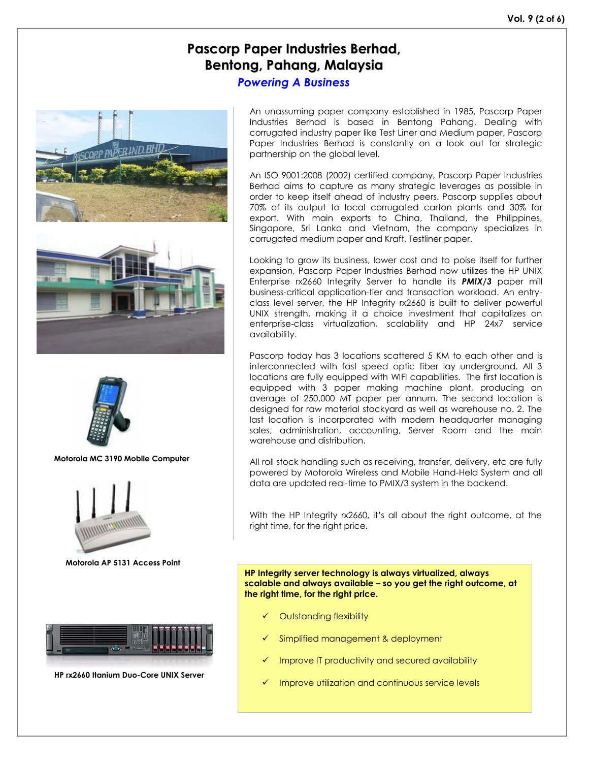# Pascorp Paper Industries Berhad, Bentong, Pahang, Malaysia

## *Powering A Business*

An unassuming paper company established in 1985, Pascorp Paper Industries Berhad is based in Bentong Pahang. Dealing with corrugated industry paper like Test Liner and Medium paper, Pascorp Paper Industries Berhad is constantly on a look out for strategic partnership on the global level.

An ISO 9001:2008 (2002) certified company, Pascorp Paper Industries Berhad aims to capture as many strategic leverages as possible in order to keep itself ahead of industry peers. Pascorp supplies about 70% of its output to local corrugated carton plants and 30% for export. With main exports to China, Thailand, the Philippines, Singapore, Sri Lanka and Vietnam, the company specializes in corrugated medium paper and Kraft, Testliner paper.

Looking to grow its business, lower cost and to poise itself for further expansion, Pascorp Paper Industries Berhad now utilizes the HP UNIX Enterprise rx2660 Integrity Server to handle its ***PMIX/3*** paper mill business-critical application-tier and transaction workload. An entry-class level server, the HP Integrity rx2660 is built to deliver powerful UNIX strength, making it a choice investment that capitalizes on enterprise-class virtualization, scalability and HP 24x7 service availability.

Pascorp today has 3 locations scattered 5 KM to each other and is interconnected with fast speed optic fiber lay underground. All 3 locations are fully equipped with WIFI capabilities. The first location is equipped with 3 paper making machine plant, producing an average of 250,000 MT paper per annum. The second location is designed for raw material stockyard as well as warehouse no. 2. The last location is incorporated with modern headquarter managing sales, administration, accounting, Server Room and the main warehouse and distribution.

All roll stock handling such as receiving, transfer, delivery, etc are fully powered by Motorola Wireless and Mobile Hand-Held System and all data are updated real-time to PMIX/3 system in the backend.

With the HP Integrity rx2660, it's all about the right outcome, at the right time, for the right price.

**Motorola MC 3190 Mobile Computer**

**Motorola AP 5131 Access Point**

**HP rx2660 Itanium Duo-Core UNIX Server**

**HP Integrity server technology is always virtualized, always scalable and always available – so you get the right outcome, at the right time, for the right price.**

- ✓ Outstanding flexibility
- ✓ Simplified management & deployment
- ✓ Improve IT productivity and secured availability
- ✓ Improve utilization and continuous service levels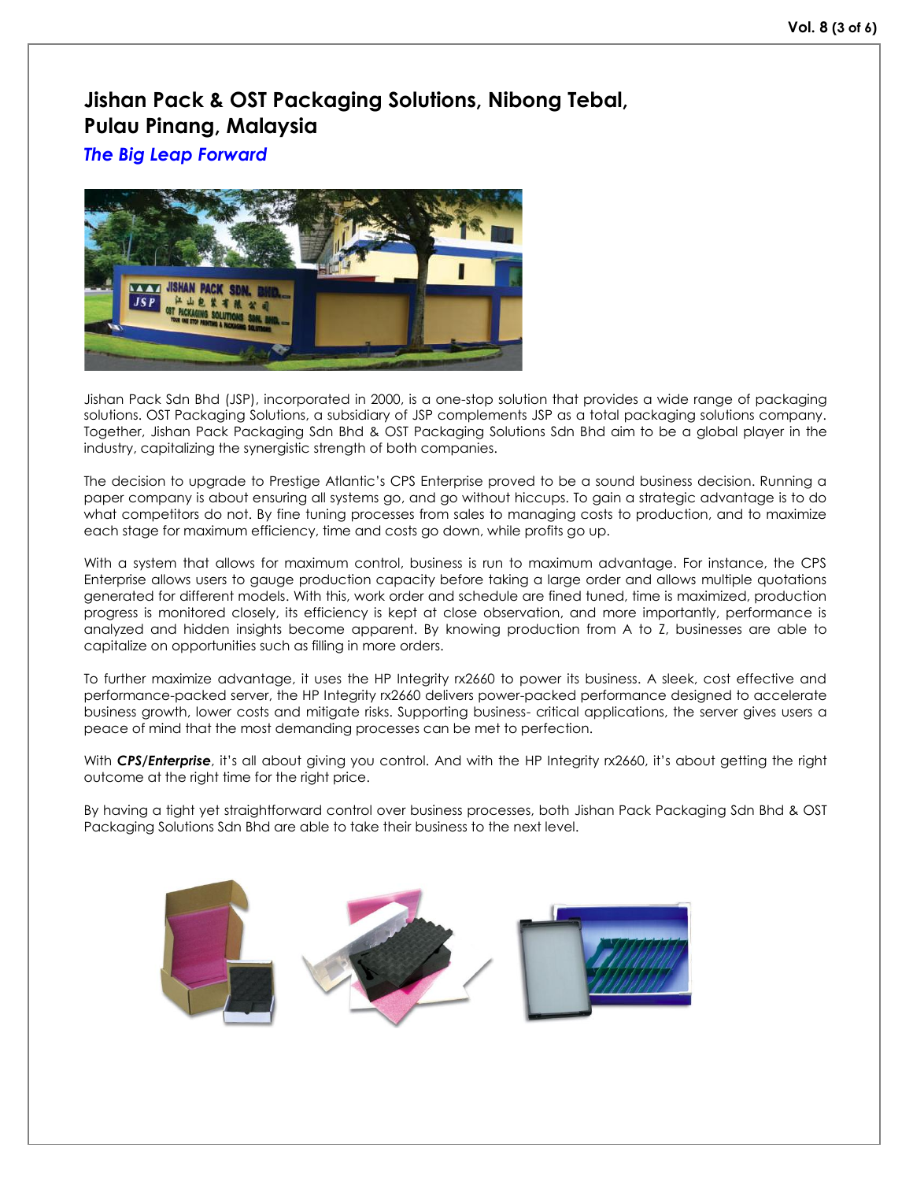# Jishan Pack & OST Packaging Solutions, Nibong Tebal, Pulau Pinang, Malaysia

## *The Big Leap Forward*

Jishan Pack Sdn Bhd (JSP), incorporated in 2000, is a one-stop solution that provides a wide range of packaging solutions. OST Packaging Solutions, a subsidiary of JSP complements JSP as a total packaging solutions company. Together, Jishan Pack Packaging Sdn Bhd & OST Packaging Solutions Sdn Bhd aim to be a global player in the industry, capitalizing the synergistic strength of both companies.

The decision to upgrade to Prestige Atlantic's CPS Enterprise proved to be a sound business decision. Running a paper company is about ensuring all systems go, and go without hiccups. To gain a strategic advantage is to do what competitors do not. By fine tuning processes from sales to managing costs to production, and to maximize each stage for maximum efficiency, time and costs go down, while profits go up.

With a system that allows for maximum control, business is run to maximum advantage. For instance, the CPS Enterprise allows users to gauge production capacity before taking a large order and allows multiple quotations generated for different models. With this, work order and schedule are fined tuned, time is maximized, production progress is monitored closely, its efficiency is kept at close observation, and more importantly, performance is analyzed and hidden insights become apparent. By knowing production from A to Z, businesses are able to capitalize on opportunities such as filling in more orders.

To further maximize advantage, it uses the HP Integrity rx2660 to power its business. A sleek, cost effective and performance-packed server, the HP Integrity rx2660 delivers power-packed performance designed to accelerate business growth, lower costs and mitigate risks. Supporting business- critical applications, the server gives users a peace of mind that the most demanding processes can be met to perfection.

With ***CPS/Enterprise***, it's all about giving you control. And with the HP Integrity rx2660, it's about getting the right outcome at the right time for the right price.

By having a tight yet straightforward control over business processes, both Jishan Pack Packaging Sdn Bhd & OST Packaging Solutions Sdn Bhd are able to take their business to the next level.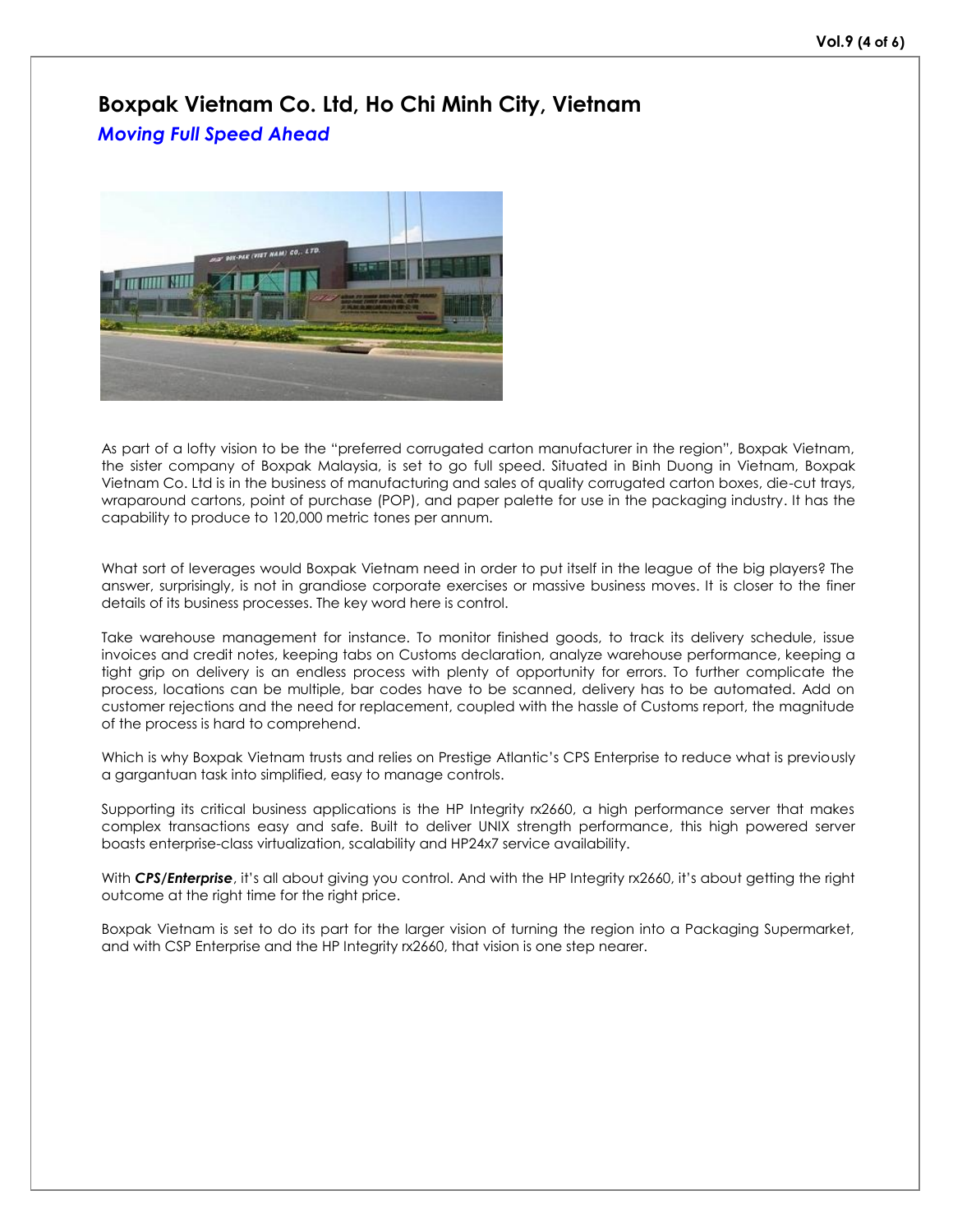# Boxpak Vietnam Co. Ltd, Ho Chi Minh City, Vietnam

***Moving Full Speed Ahead***

As part of a lofty vision to be the "preferred corrugated carton manufacturer in the region", Boxpak Vietnam, the sister company of Boxpak Malaysia, is set to go full speed. Situated in Binh Duong in Vietnam, Boxpak Vietnam Co. Ltd is in the business of manufacturing and sales of quality corrugated carton boxes, die-cut trays, wraparound cartons, point of purchase (POP), and paper palette for use in the packaging industry. It has the capability to produce to 120,000 metric tones per annum.

What sort of leverages would Boxpak Vietnam need in order to put itself in the league of the big players? The answer, surprisingly, is not in grandiose corporate exercises or massive business moves. It is closer to the finer details of its business processes. The key word here is control.

Take warehouse management for instance. To monitor finished goods, to track its delivery schedule, issue invoices and credit notes, keeping tabs on Customs declaration, analyze warehouse performance, keeping a tight grip on delivery is an endless process with plenty of opportunity for errors. To further complicate the process, locations can be multiple, bar codes have to be scanned, delivery has to be automated. Add on customer rejections and the need for replacement, coupled with the hassle of Customs report, the magnitude of the process is hard to comprehend.

Which is why Boxpak Vietnam trusts and relies on Prestige Atlantic's CPS Enterprise to reduce what is previously a gargantuan task into simplified, easy to manage controls.

Supporting its critical business applications is the HP Integrity rx2660, a high performance server that makes complex transactions easy and safe. Built to deliver UNIX strength performance, this high powered server boasts enterprise-class virtualization, scalability and HP24x7 service availability.

With ***CPS/Enterprise***, it's all about giving you control. And with the HP Integrity rx2660, it's about getting the right outcome at the right time for the right price.

Boxpak Vietnam is set to do its part for the larger vision of turning the region into a Packaging Supermarket, and with CSP Enterprise and the HP Integrity rx2660, that vision is one step nearer.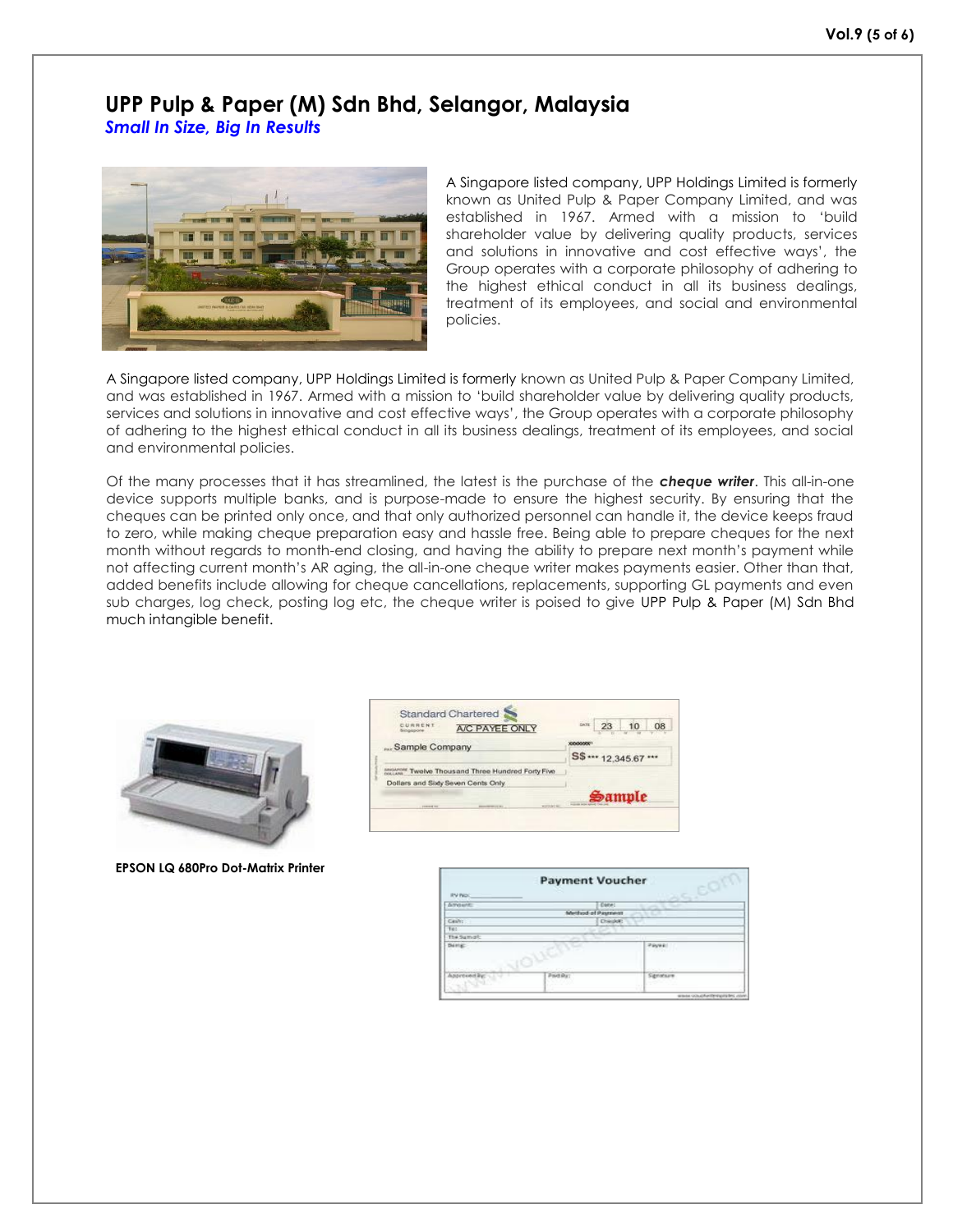# UPP Pulp & Paper (M) Sdn Bhd, Selangor, Malaysia

***Small In Size, Big In Results***

A Singapore listed company, UPP Holdings Limited is formerly known as United Pulp & Paper Company Limited, and was established in 1967. Armed with a mission to 'build shareholder value by delivering quality products, services and solutions in innovative and cost effective ways', the Group operates with a corporate philosophy of adhering to the highest ethical conduct in all its business dealings, treatment of its employees, and social and environmental policies.

A Singapore listed company, UPP Holdings Limited is formerly known as United Pulp & Paper Company Limited, and was established in 1967. Armed with a mission to 'build shareholder value by delivering quality products, services and solutions in innovative and cost effective ways', the Group operates with a corporate philosophy of adhering to the highest ethical conduct in all its business dealings, treatment of its employees, and social and environmental policies.

Of the many processes that it has streamlined, the latest is the purchase of the ***cheque writer***. This all-in-one device supports multiple banks, and is purpose-made to ensure the highest security. By ensuring that the cheques can be printed only once, and that only authorized personnel can handle it, the device keeps fraud to zero, while making cheque preparation easy and hassle free. Being able to prepare cheques for the next month without regards to month-end closing, and having the ability to prepare next month's payment while not affecting current month's AR aging, the all-in-one cheque writer makes payments easier. Other than that, added benefits include allowing for cheque cancellations, replacements, supporting GL payments and even sub charges, log check, posting log etc, the cheque writer is poised to give UPP Pulp & Paper (M) Sdn Bhd much intangible benefit.

**EPSON LQ 680Pro Dot-Matrix Printer**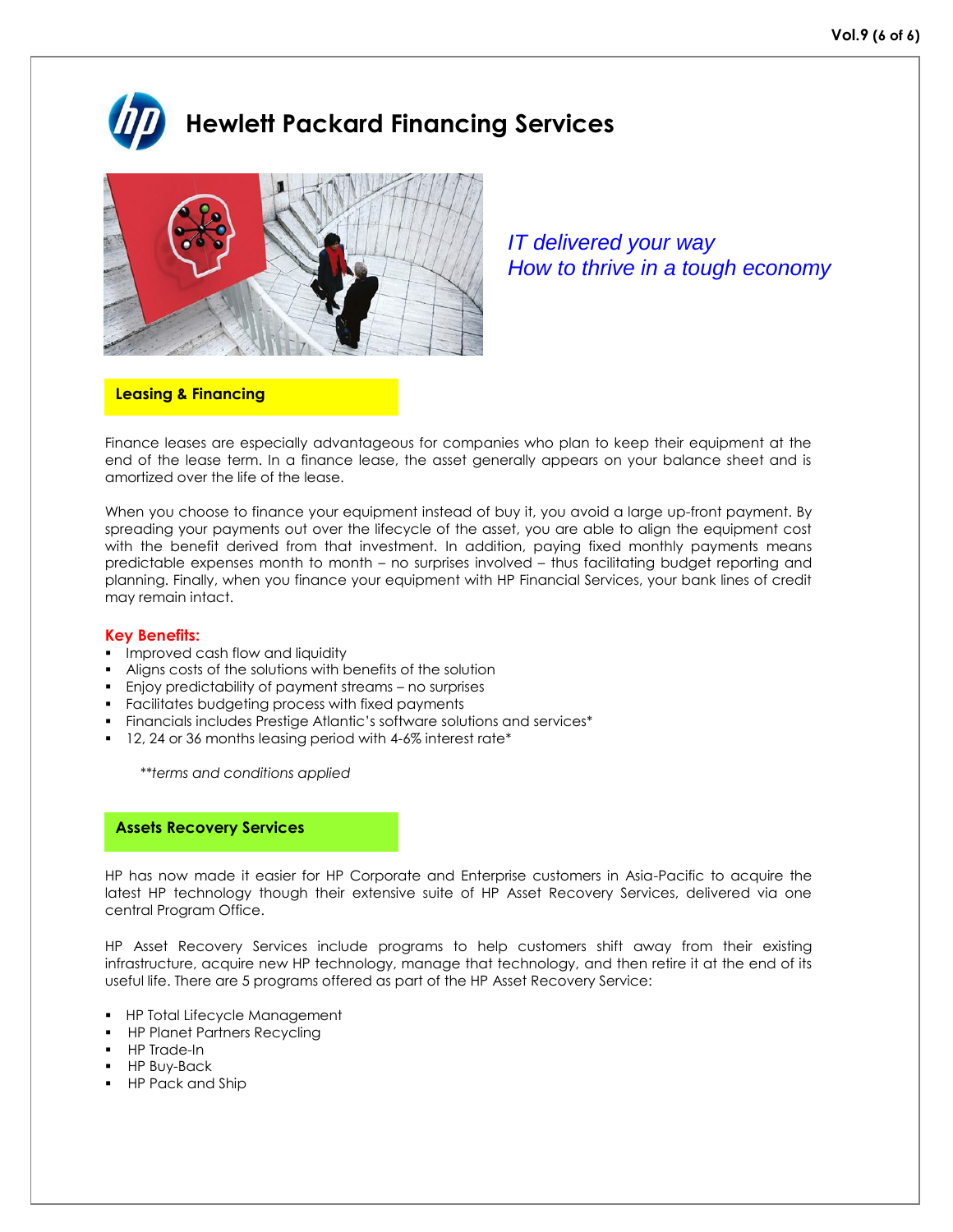# Hewlett Packard Financing Services

*IT delivered your way*
*How to thrive in a tough economy*

## Leasing & Financing

Finance leases are especially advantageous for companies who plan to keep their equipment at the end of the lease term. In a finance lease, the asset generally appears on your balance sheet and is amortized over the life of the lease.

When you choose to finance your equipment instead of buy it, you avoid a large up-front payment. By spreading your payments out over the lifecycle of the asset, you are able to align the equipment cost with the benefit derived from that investment. In addition, paying fixed monthly payments means predictable expenses month to month – no surprises involved – thus facilitating budget reporting and planning. Finally, when you finance your equipment with HP Financial Services, your bank lines of credit may remain intact.

**Key Benefits:**

- Improved cash flow and liquidity
- Aligns costs of the solutions with benefits of the solution
- Enjoy predictability of payment streams – no surprises
- Facilitates budgeting process with fixed payments
- Financials includes Prestige Atlantic's software solutions and services*
- 12, 24 or 36 months leasing period with 4-6% interest rate*

*\*\*terms and conditions applied*

## Assets Recovery Services

HP has now made it easier for HP Corporate and Enterprise customers in Asia-Pacific to acquire the latest HP technology though their extensive suite of HP Asset Recovery Services, delivered via one central Program Office.

HP Asset Recovery Services include programs to help customers shift away from their existing infrastructure, acquire new HP technology, manage that technology, and then retire it at the end of its useful life. There are 5 programs offered as part of the HP Asset Recovery Service:

- HP Total Lifecycle Management
- HP Planet Partners Recycling
- HP Trade-In
- HP Buy-Back
- HP Pack and Ship